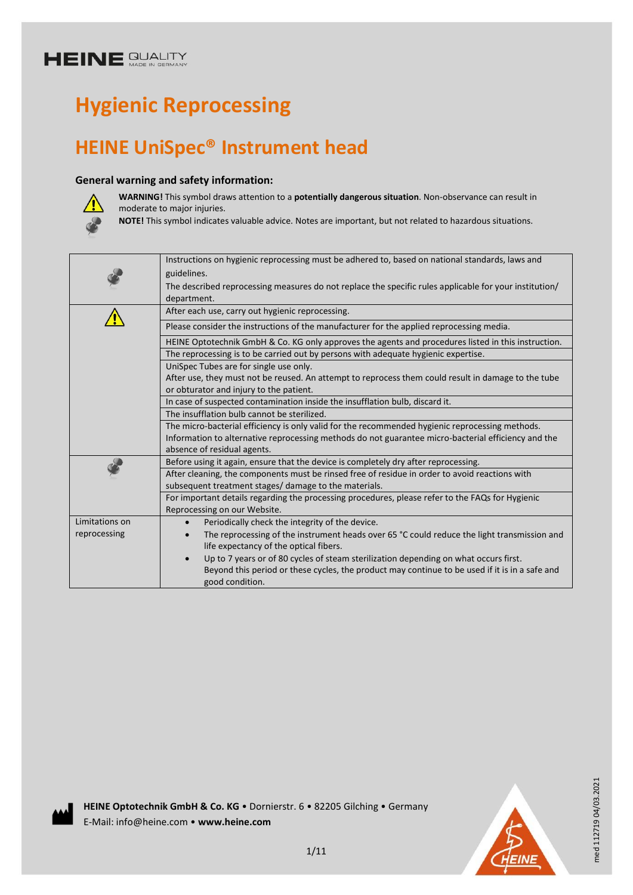HEINE QUALITY MADE IN GERMANY

# Hygienic Reprocessing

# HEINE UniSpec® Instrument head

### General warning and safety information:

**WARNING!** This symbol draws attention to a **potentially dangerous situation**. Non-observance can result in moderate to major injuries.

**NOTE!** This symbol indicates valuable advice. Notes are important, but not related to hazardous situations.

| | |
|---|---|
| NOTE | Instructions on hygienic reprocessing must be adhered to, based on national standards, laws and guidelines. The described reprocessing measures do not replace the specific rules applicable for your institution/ department. |
| WARNING | After each use, carry out hygienic reprocessing. |
| | Please consider the instructions of the manufacturer for the applied reprocessing media. |
| | HEINE Optotechnik GmbH & Co. KG only approves the agents and procedures listed in this instruction. |
| | The reprocessing is to be carried out by persons with adequate hygienic expertise. |
| | UniSpec Tubes are for single use only. After use, they must not be reused. An attempt to reprocess them could result in damage to the tube or obturator and injury to the patient. |
| | In case of suspected contamination inside the insufflation bulb, discard it. |
| | The insufflation bulb cannot be sterilized. |
| | The micro-bacterial efficiency is only valid for the recommended hygienic reprocessing methods. Information to alternative reprocessing methods do not guarantee micro-bacterial efficiency and the absence of residual agents. |
| NOTE | Before using it again, ensure that the device is completely dry after reprocessing. |
| | After cleaning, the components must be rinsed free of residue in order to avoid reactions with subsequent treatment stages/ damage to the materials. |
| | For important details regarding the processing procedures, please refer to the FAQs for Hygienic Reprocessing on our Website. |
| Limitations on reprocessing | • Periodically check the integrity of the device.<br>• The reprocessing of the instrument heads over 65 °C could reduce the light transmission and life expectancy of the optical fibers.<br>• Up to 7 years or of 80 cycles of steam sterilization depending on what occurs first. Beyond this period or these cycles, the product may continue to be used if it is in a safe and good condition. |

**HEINE Optotechnik GmbH & Co. KG** • Dornierstr. 6 • 82205 Gilching • Germany
E-Mail: info@heine.com • **www.heine.com**

med 112719 04/03.2021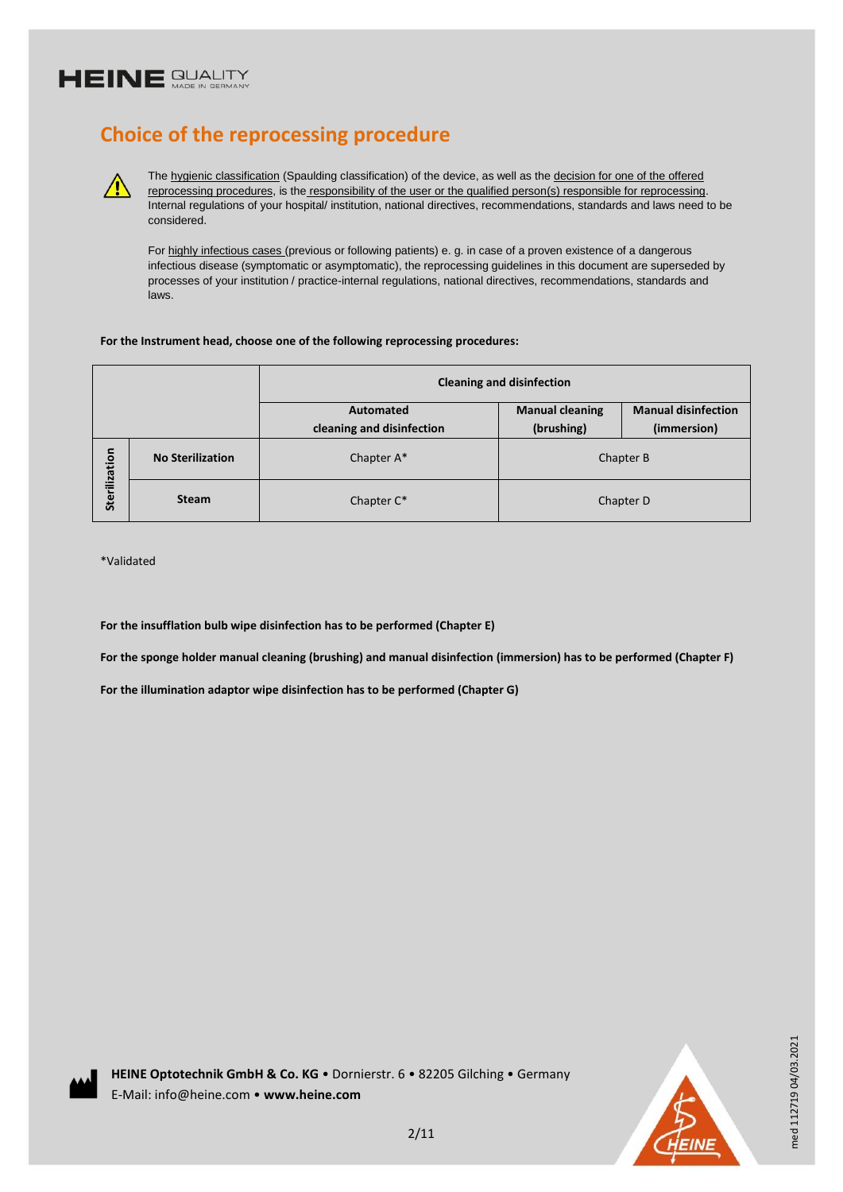## Choice of the reprocessing procedure

⚠ The hygienic classification (Spaulding classification) of the device, as well as the decision for one of the offered reprocessing procedures, is the responsibility of the user or the qualified person(s) responsible for reprocessing. Internal regulations of your hospital/ institution, national directives, recommendations, standards and laws need to be considered.

For highly infectious cases (previous or following patients) e. g. in case of a proven existence of a dangerous infectious disease (symptomatic or asymptomatic), the reprocessing guidelines in this document are superseded by processes of your institution / practice-internal regulations, national directives, recommendations, standards and laws.

**For the Instrument head, choose one of the following reprocessing procedures:**

| | | **Cleaning and disinfection** | | |
|---|---|---|---|---|
| | | **Automated cleaning and disinfection** | **Manual cleaning (brushing)** | **Manual disinfection (immersion)** |
| **Sterilization** | **No Sterilization** | Chapter A* | Chapter B | |
| | **Steam** | Chapter C* | Chapter D | |

*Validated

**For the insufflation bulb wipe disinfection has to be performed (Chapter E)**

**For the sponge holder manual cleaning (brushing) and manual disinfection (immersion) has to be performed (Chapter F)**

**For the illumination adaptor wipe disinfection has to be performed (Chapter G)**

**HEINE Optotechnik GmbH & Co. KG** • Dornierstr. 6 • 82205 Gilching • Germany
E-Mail: info@heine.com • **www.heine.com**

med 112719 04/03.2021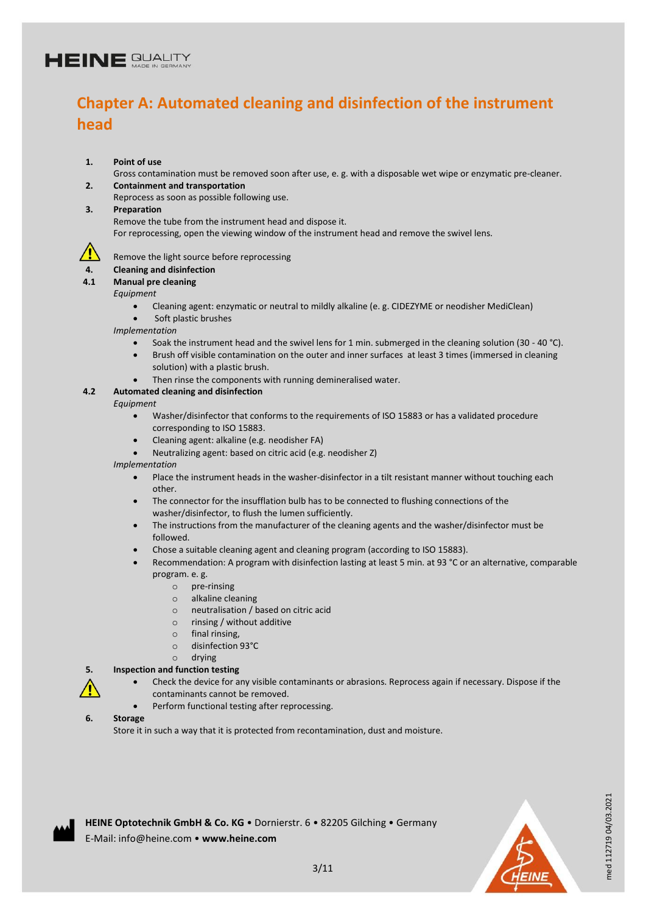# Chapter A: Automated cleaning and disinfection of the instrument head

**1. Point of use**

Gross contamination must be removed soon after use, e. g. with a disposable wet wipe or enzymatic pre-cleaner.

**2. Containment and transportation**

Reprocess as soon as possible following use.

**3. Preparation**

Remove the tube from the instrument head and dispose it.
For reprocessing, open the viewing window of the instrument head and remove the swivel lens.

⚠ Remove the light source before reprocessing

**4. Cleaning and disinfection**

**4.1 Manual pre cleaning**

*Equipment*

- Cleaning agent: enzymatic or neutral to mildly alkaline (e. g. CIDEZYME or neodisher MediClean)
- Soft plastic brushes

*Implementation*

- Soak the instrument head and the swivel lens for 1 min. submerged in the cleaning solution (30 - 40 °C).
- Brush off visible contamination on the outer and inner surfaces at least 3 times (immersed in cleaning solution) with a plastic brush.
- Then rinse the components with running demineralised water.

**4.2 Automated cleaning and disinfection**

*Equipment*

- Washer/disinfector that conforms to the requirements of ISO 15883 or has a validated procedure corresponding to ISO 15883.
- Cleaning agent: alkaline (e.g. neodisher FA)
- Neutralizing agent: based on citric acid (e.g. neodisher Z)

*Implementation*

- Place the instrument heads in the washer-disinfector in a tilt resistant manner without touching each other.
- The connector for the insufflation bulb has to be connected to flushing connections of the washer/disinfector, to flush the lumen sufficiently.
- The instructions from the manufacturer of the cleaning agents and the washer/disinfector must be followed.
- Chose a suitable cleaning agent and cleaning program (according to ISO 15883).
- Recommendation: A program with disinfection lasting at least 5 min. at 93 °C or an alternative, comparable program. e. g.
  - pre-rinsing
  - alkaline cleaning
  - neutralisation / based on citric acid
  - rinsing / without additive
  - final rinsing,
  - disinfection 93°C
  - drying

**5. Inspection and function testing**

⚠

- Check the device for any visible contaminants or abrasions. Reprocess again if necessary. Dispose if the contaminants cannot be removed.
- Perform functional testing after reprocessing.

**6. Storage**

Store it in such a way that it is protected from recontamination, dust and moisture.

**HEINE Optotechnik GmbH & Co. KG** • Dornierstr. 6 • 82205 Gilching • Germany
E-Mail: info@heine.com • **www.heine.com**

med 112719 04/03.2021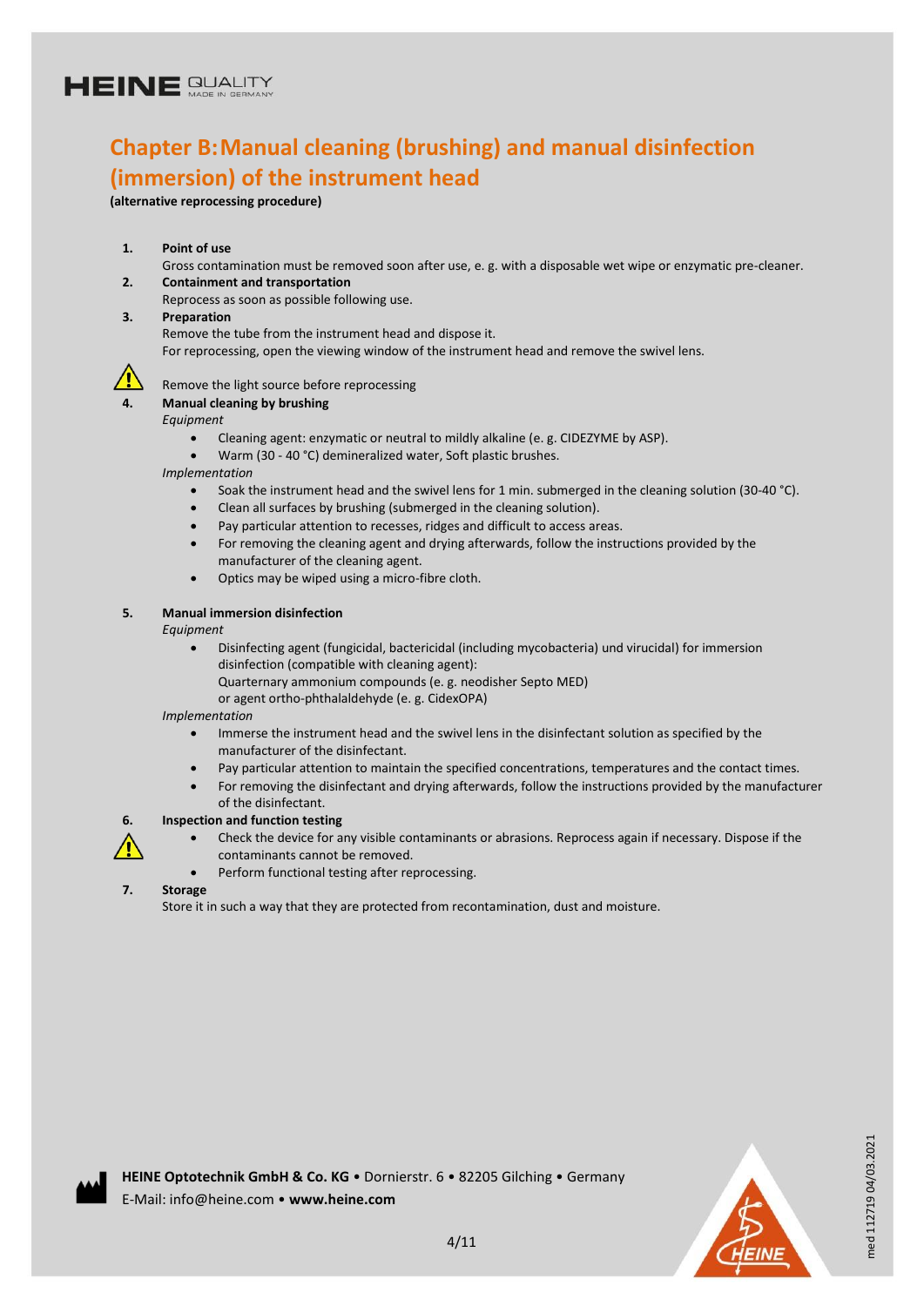# Chapter B: Manual cleaning (brushing) and manual disinfection (immersion) of the instrument head

**(alternative reprocessing procedure)**

1. **Point of use**
   Gross contamination must be removed soon after use, e. g. with a disposable wet wipe or enzymatic pre-cleaner.
2. **Containment and transportation**
   Reprocess as soon as possible following use.
3. **Preparation**
   Remove the tube from the instrument head and dispose it.
   For reprocessing, open the viewing window of the instrument head and remove the swivel lens.

   ⚠ Remove the light source before reprocessing
4. **Manual cleaning by brushing**
   *Equipment*
   - Cleaning agent: enzymatic or neutral to mildly alkaline (e. g. CIDEZYME by ASP).
   - Warm (30 - 40 °C) demineralized water, Soft plastic brushes.

   *Implementation*
   - Soak the instrument head and the swivel lens for 1 min. submerged in the cleaning solution (30-40 °C).
   - Clean all surfaces by brushing (submerged in the cleaning solution).
   - Pay particular attention to recesses, ridges and difficult to access areas.
   - For removing the cleaning agent and drying afterwards, follow the instructions provided by the manufacturer of the cleaning agent.
   - Optics may be wiped using a micro-fibre cloth.

5. **Manual immersion disinfection**
   *Equipment*
   - Disinfecting agent (fungicidal, bactericidal (including mycobacteria) und virucidal) for immersion disinfection (compatible with cleaning agent):
     Quarternary ammonium compounds (e. g. neodisher Septo MED)
     or agent ortho-phthalaldehyde (e. g. CidexOPA)

   *Implementation*
   - Immerse the instrument head and the swivel lens in the disinfectant solution as specified by the manufacturer of the disinfectant.
   - Pay particular attention to maintain the specified concentrations, temperatures and the contact times.
   - For removing the disinfectant and drying afterwards, follow the instructions provided by the manufacturer of the disinfectant.
6. **Inspection and function testing**

   ⚠
   - Check the device for any visible contaminants or abrasions. Reprocess again if necessary. Dispose if the contaminants cannot be removed.
   - Perform functional testing after reprocessing.
7. **Storage**
   Store it in such a way that they are protected from recontamination, dust and moisture.

**HEINE Optotechnik GmbH & Co. KG** • Dornierstr. 6 • 82205 Gilching • Germany
E-Mail: info@heine.com • **www.heine.com**

med 112719 04/03.2021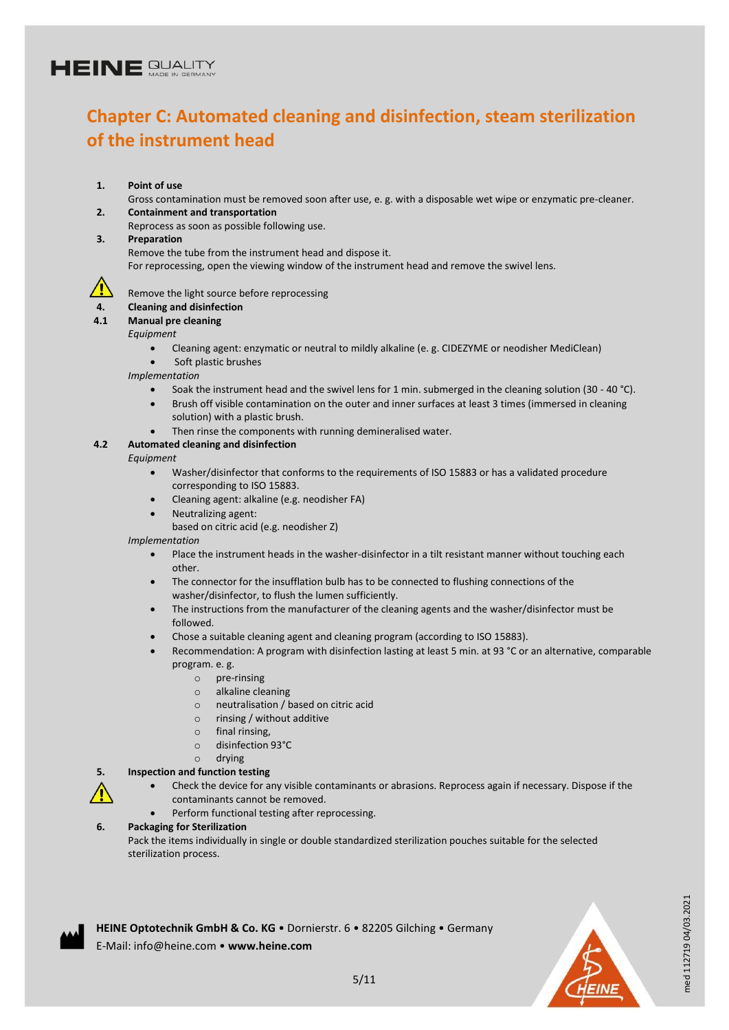# Chapter C: Automated cleaning and disinfection, steam sterilization of the instrument head

**1. Point of use**

Gross contamination must be removed soon after use, e. g. with a disposable wet wipe or enzymatic pre-cleaner.

**2. Containment and transportation**

Reprocess as soon as possible following use.

**3. Preparation**

Remove the tube from the instrument head and dispose it.
For reprocessing, open the viewing window of the instrument head and remove the swivel lens.

⚠ Remove the light source before reprocessing

**4. Cleaning and disinfection**

**4.1 Manual pre cleaning**

*Equipment*

- Cleaning agent: enzymatic or neutral to mildly alkaline (e. g. CIDEZYME or neodisher MediClean)
- Soft plastic brushes

*Implementation*

- Soak the instrument head and the swivel lens for 1 min. submerged in the cleaning solution (30 - 40 °C).
- Brush off visible contamination on the outer and inner surfaces at least 3 times (immersed in cleaning solution) with a plastic brush.
- Then rinse the components with running demineralised water.

**4.2 Automated cleaning and disinfection**

*Equipment*

- Washer/disinfector that conforms to the requirements of ISO 15883 or has a validated procedure corresponding to ISO 15883.
- Cleaning agent: alkaline (e.g. neodisher FA)
- Neutralizing agent:
  based on citric acid (e.g. neodisher Z)

*Implementation*

- Place the instrument heads in the washer-disinfector in a tilt resistant manner without touching each other.
- The connector for the insufflation bulb has to be connected to flushing connections of the washer/disinfector, to flush the lumen sufficiently.
- The instructions from the manufacturer of the cleaning agents and the washer/disinfector must be followed.
- Chose a suitable cleaning agent and cleaning program (according to ISO 15883).
- Recommendation: A program with disinfection lasting at least 5 min. at 93 °C or an alternative, comparable program. e. g.
  - pre-rinsing
  - alkaline cleaning
  - neutralisation / based on citric acid
  - rinsing / without additive
  - final rinsing,
  - disinfection 93°C
  - drying

**5. Inspection and function testing**

⚠

- Check the device for any visible contaminants or abrasions. Reprocess again if necessary. Dispose if the contaminants cannot be removed.
- Perform functional testing after reprocessing.

**6. Packaging for Sterilization**

Pack the items individually in single or double standardized sterilization pouches suitable for the selected sterilization process.

**HEINE Optotechnik GmbH & Co. KG** • Dornierstr. 6 • 82205 Gilching • Germany
E-Mail: info@heine.com • **www.heine.com**

med 112719 04/03.2021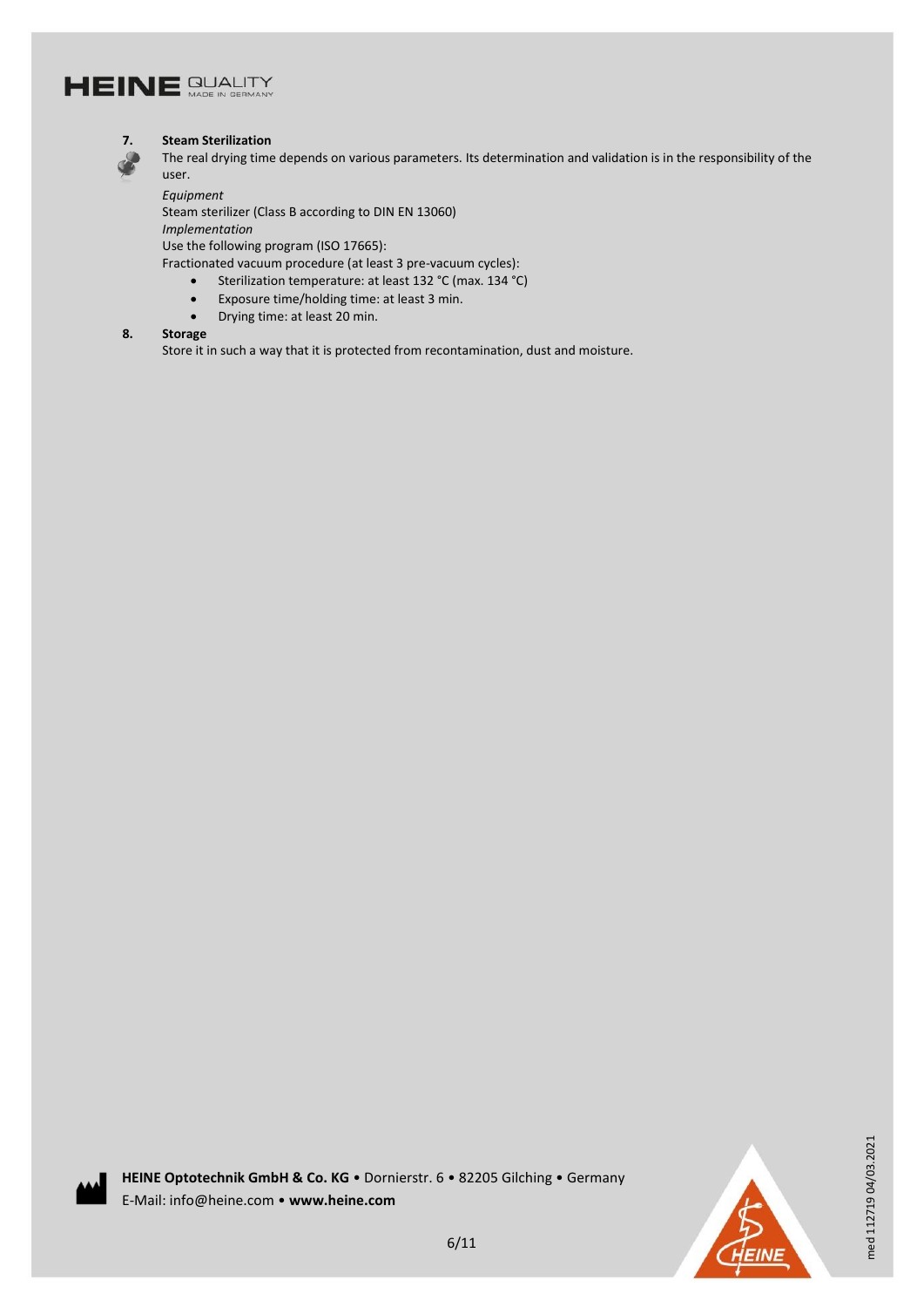**7. Steam Sterilization**

The real drying time depends on various parameters. Its determination and validation is in the responsibility of the user.

*Equipment*

Steam sterilizer (Class B according to DIN EN 13060)

*Implementation*

Use the following program (ISO 17665):

Fractionated vacuum procedure (at least 3 pre-vacuum cycles):

- Sterilization temperature: at least 132 °C (max. 134 °C)
- Exposure time/holding time: at least 3 min.
- Drying time: at least 20 min.

**8. Storage**

Store it in such a way that it is protected from recontamination, dust and moisture.

**HEINE Optotechnik GmbH & Co. KG** • Dornierstr. 6 • 82205 Gilching • Germany
E-Mail: info@heine.com • **www.heine.com**

med 112719 04/03.2021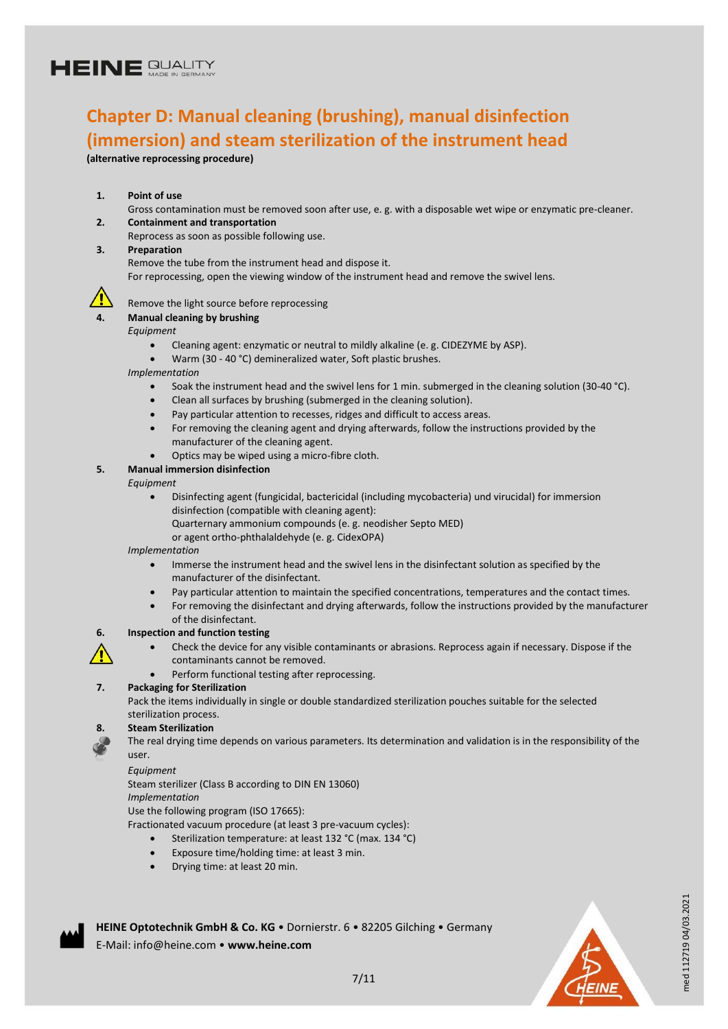## Chapter D: Manual cleaning (brushing), manual disinfection (immersion) and steam sterilization of the instrument head

**(alternative reprocessing procedure)**

1. **Point of use**
   Gross contamination must be removed soon after use, e. g. with a disposable wet wipe or enzymatic pre-cleaner.
2. **Containment and transportation**
   Reprocess as soon as possible following use.
3. **Preparation**
   Remove the tube from the instrument head and dispose it.
   For reprocessing, open the viewing window of the instrument head and remove the swivel lens.

   ⚠ Remove the light source before reprocessing
4. **Manual cleaning by brushing**
   *Equipment*
   - Cleaning agent: enzymatic or neutral to mildly alkaline (e. g. CIDEZYME by ASP).
   - Warm (30 - 40 °C) demineralized water, Soft plastic brushes.

   *Implementation*
   - Soak the instrument head and the swivel lens for 1 min. submerged in the cleaning solution (30-40 °C).
   - Clean all surfaces by brushing (submerged in the cleaning solution).
   - Pay particular attention to recesses, ridges and difficult to access areas.
   - For removing the cleaning agent and drying afterwards, follow the instructions provided by the manufacturer of the cleaning agent.
   - Optics may be wiped using a micro-fibre cloth.
5. **Manual immersion disinfection**
   *Equipment*
   - Disinfecting agent (fungicidal, bactericidal (including mycobacteria) und virucidal) for immersion disinfection (compatible with cleaning agent):
     Quarternary ammonium compounds (e. g. neodisher Septo MED)
     or agent ortho-phthalaldehyde (e. g. CidexOPA)

   *Implementation*
   - Immerse the instrument head and the swivel lens in the disinfectant solution as specified by the manufacturer of the disinfectant.
   - Pay particular attention to maintain the specified concentrations, temperatures and the contact times.
   - For removing the disinfectant and drying afterwards, follow the instructions provided by the manufacturer of the disinfectant.
6. **Inspection and function testing**
   ⚠
   - Check the device for any visible contaminants or abrasions. Reprocess again if necessary. Dispose if the contaminants cannot be removed.
   - Perform functional testing after reprocessing.
7. **Packaging for Sterilization**
   Pack the items individually in single or double standardized sterilization pouches suitable for the selected sterilization process.
8. **Steam Sterilization**
   The real drying time depends on various parameters. Its determination and validation is in the responsibility of the user.

   *Equipment*
   Steam sterilizer (Class B according to DIN EN 13060)
   *Implementation*
   Use the following program (ISO 17665):
   Fractionated vacuum procedure (at least 3 pre-vacuum cycles):
   - Sterilization temperature: at least 132 °C (max. 134 °C)
   - Exposure time/holding time: at least 3 min.
   - Drying time: at least 20 min.

**HEINE Optotechnik GmbH & Co. KG** • Dornierstr. 6 • 82205 Gilching • Germany
E-Mail: info@heine.com • **www.heine.com**

med 112719 04/03.2021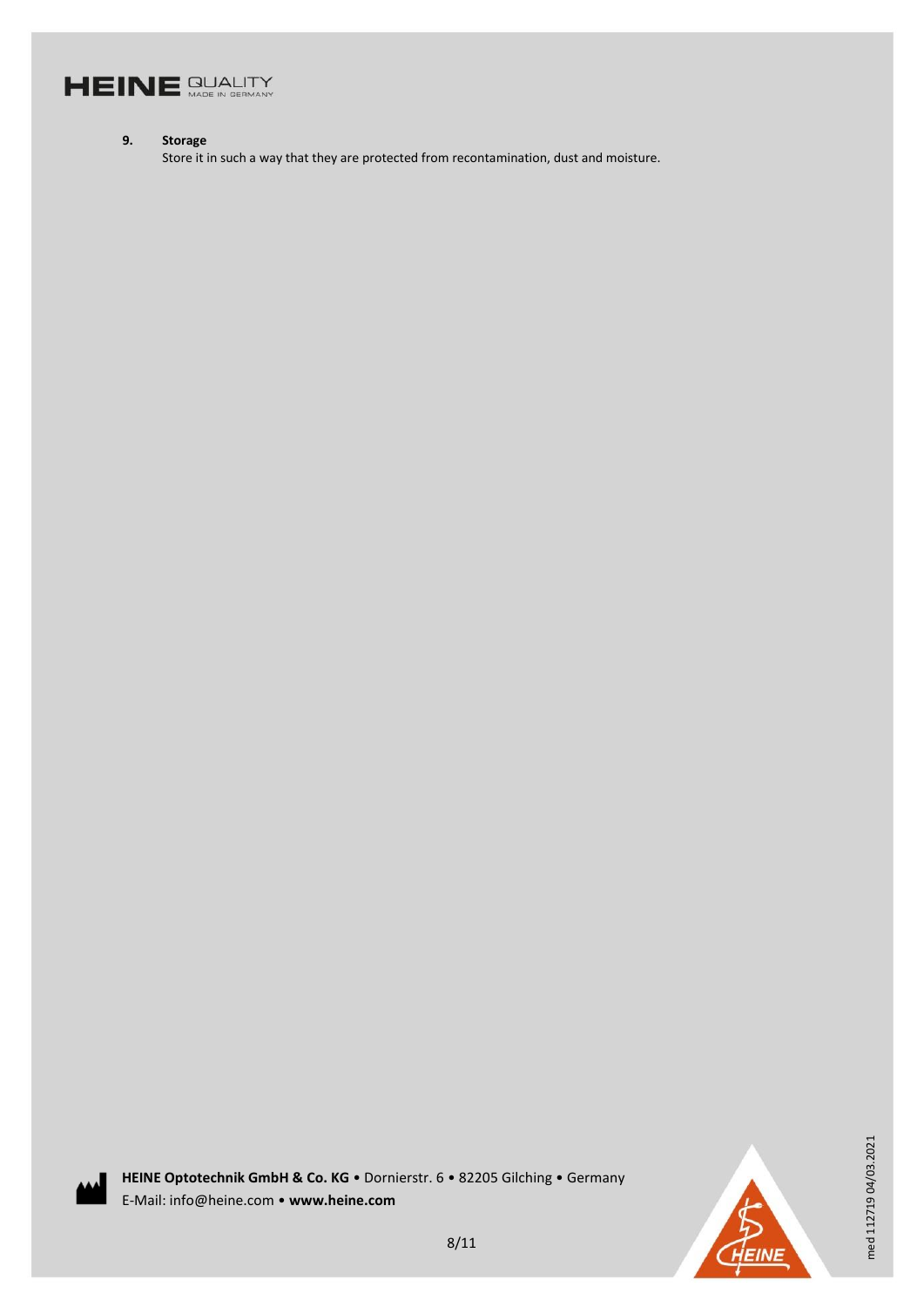## 9. Storage

Store it in such a way that they are protected from recontamination, dust and moisture.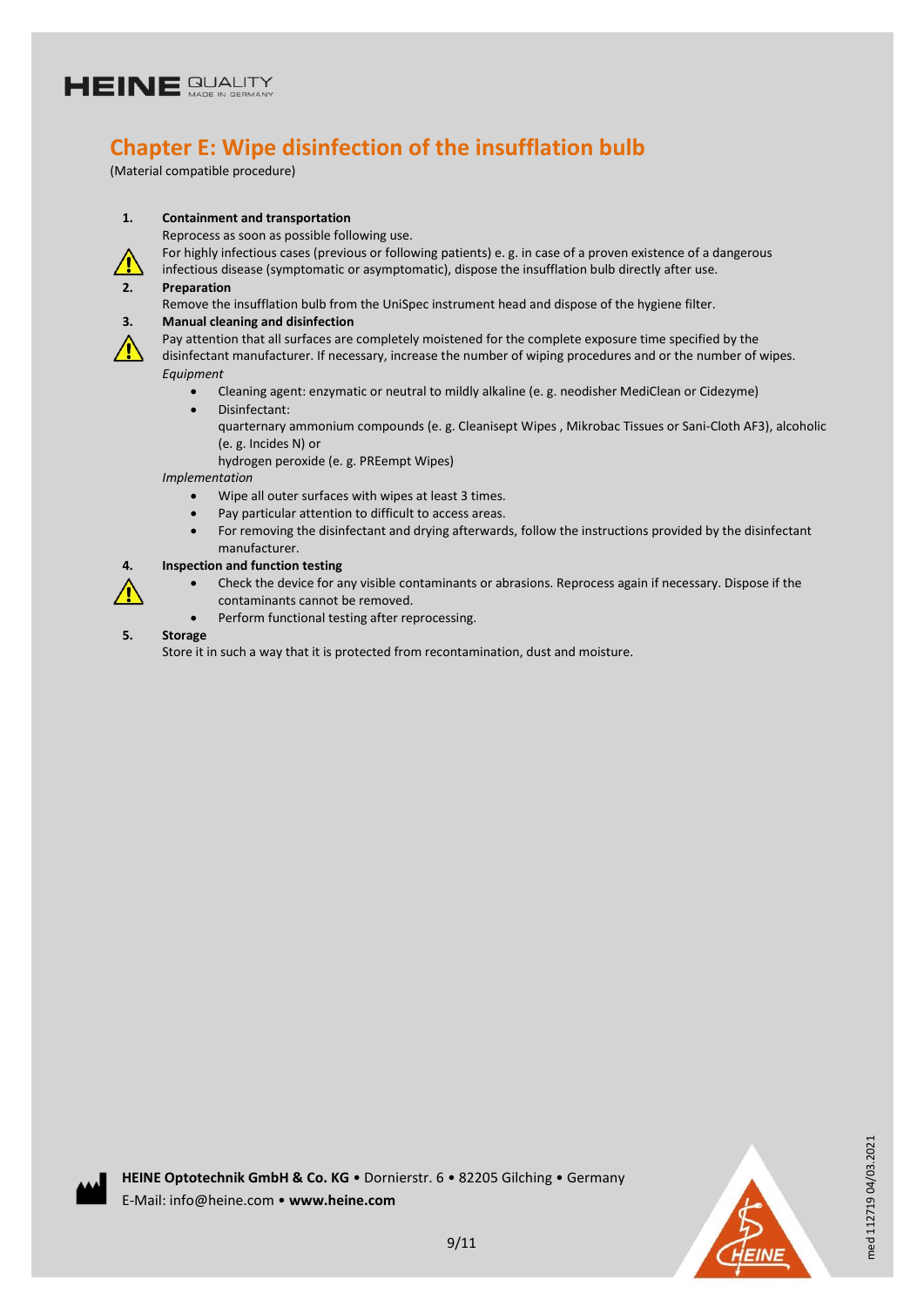# Chapter E: Wipe disinfection of the insufflation bulb

(Material compatible procedure)

1. **Containment and transportation**
   Reprocess as soon as possible following use.
   For highly infectious cases (previous or following patients) e. g. in case of a proven existence of a dangerous infectious disease (symptomatic or asymptomatic), dispose the insufflation bulb directly after use.
2. **Preparation**
   Remove the insufflation bulb from the UniSpec instrument head and dispose of the hygiene filter.
3. **Manual cleaning and disinfection**
   Pay attention that all surfaces are completely moistened for the complete exposure time specified by the disinfectant manufacturer. If necessary, increase the number of wiping procedures and or the number of wipes.
   *Equipment*
   - Cleaning agent: enzymatic or neutral to mildly alkaline (e. g. neodisher MediClean or Cidezyme)
   - Disinfectant:
     quarternary ammonium compounds (e. g. Cleanisept Wipes , Mikrobac Tissues or Sani-Cloth AF3), alcoholic (e. g. Incides N) or
     hydrogen peroxide (e. g. PREempt Wipes)

   *Implementation*
   - Wipe all outer surfaces with wipes at least 3 times.
   - Pay particular attention to difficult to access areas.
   - For removing the disinfectant and drying afterwards, follow the instructions provided by the disinfectant manufacturer.
4. **Inspection and function testing**
   - Check the device for any visible contaminants or abrasions. Reprocess again if necessary. Dispose if the contaminants cannot be removed.
   - Perform functional testing after reprocessing.
5. **Storage**
   Store it in such a way that it is protected from recontamination, dust and moisture.

**HEINE Optotechnik GmbH & Co. KG** • Dornierstr. 6 • 82205 Gilching • Germany
E-Mail: info@heine.com • **www.heine.com**

med 112719 04/03.2021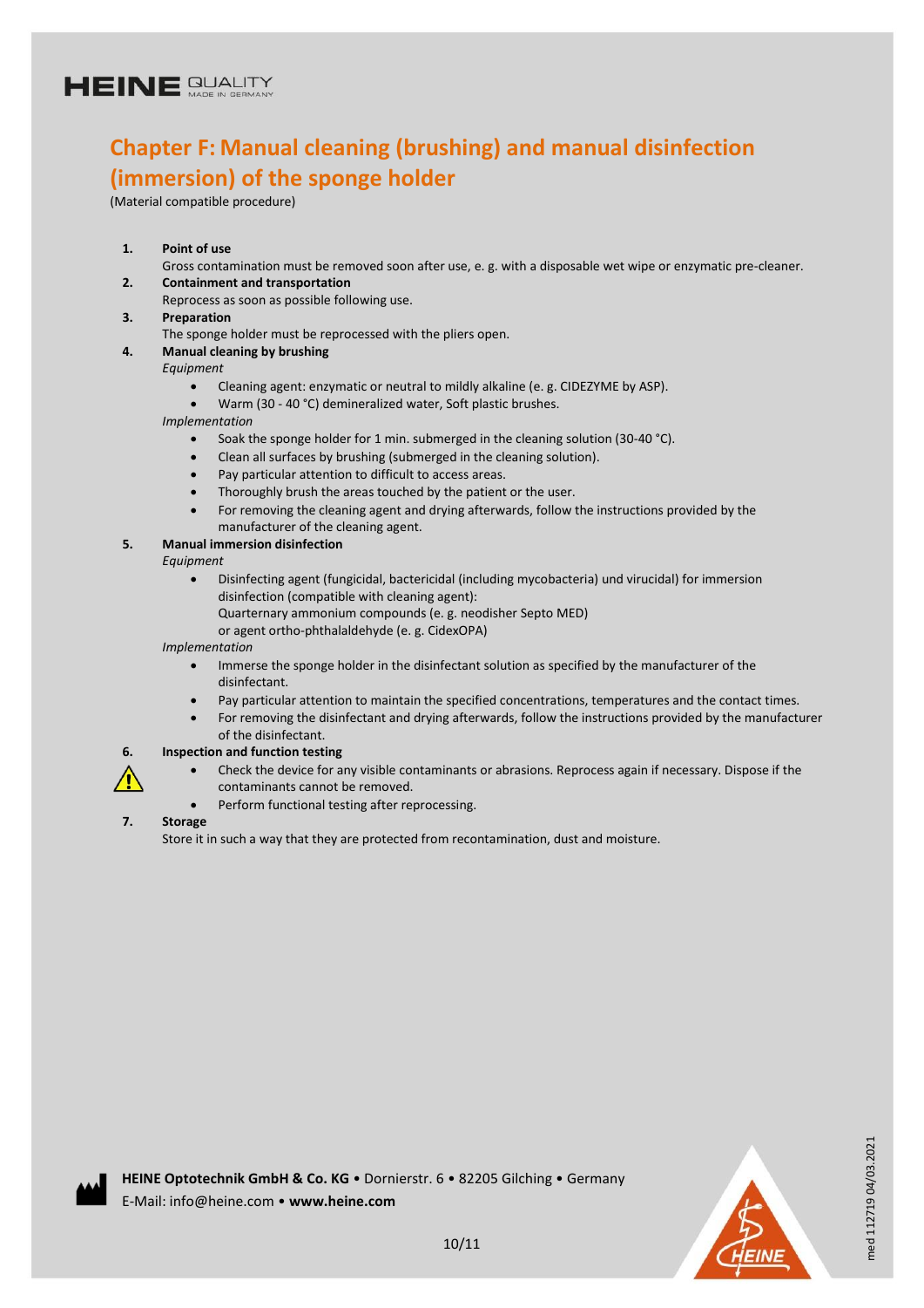# Chapter F: Manual cleaning (brushing) and manual disinfection (immersion) of the sponge holder

(Material compatible procedure)

1. **Point of use**
   Gross contamination must be removed soon after use, e. g. with a disposable wet wipe or enzymatic pre-cleaner.
2. **Containment and transportation**
   Reprocess as soon as possible following use.
3. **Preparation**
   The sponge holder must be reprocessed with the pliers open.
4. **Manual cleaning by brushing**
   *Equipment*
   - Cleaning agent: enzymatic or neutral to mildly alkaline (e. g. CIDEZYME by ASP).
   - Warm (30 - 40 °C) demineralized water, Soft plastic brushes.

   *Implementation*
   - Soak the sponge holder for 1 min. submerged in the cleaning solution (30-40 °C).
   - Clean all surfaces by brushing (submerged in the cleaning solution).
   - Pay particular attention to difficult to access areas.
   - Thoroughly brush the areas touched by the patient or the user.
   - For removing the cleaning agent and drying afterwards, follow the instructions provided by the manufacturer of the cleaning agent.
5. **Manual immersion disinfection**
   *Equipment*
   - Disinfecting agent (fungicidal, bactericidal (including mycobacteria) und virucidal) for immersion disinfection (compatible with cleaning agent):
     Quarternary ammonium compounds (e. g. neodisher Septo MED)
     or agent ortho-phthalaldehyde (e. g. CidexOPA)

   *Implementation*
   - Immerse the sponge holder in the disinfectant solution as specified by the manufacturer of the disinfectant.
   - Pay particular attention to maintain the specified concentrations, temperatures and the contact times.
   - For removing the disinfectant and drying afterwards, follow the instructions provided by the manufacturer of the disinfectant.
6. **Inspection and function testing**
   - Check the device for any visible contaminants or abrasions. Reprocess again if necessary. Dispose if the contaminants cannot be removed.
   - Perform functional testing after reprocessing.
7. **Storage**
   Store it in such a way that they are protected from recontamination, dust and moisture.

**HEINE Optotechnik GmbH & Co. KG** • Dornierstr. 6 • 82205 Gilching • Germany
E-Mail: info@heine.com • **www.heine.com**

med 112719 04/03.2021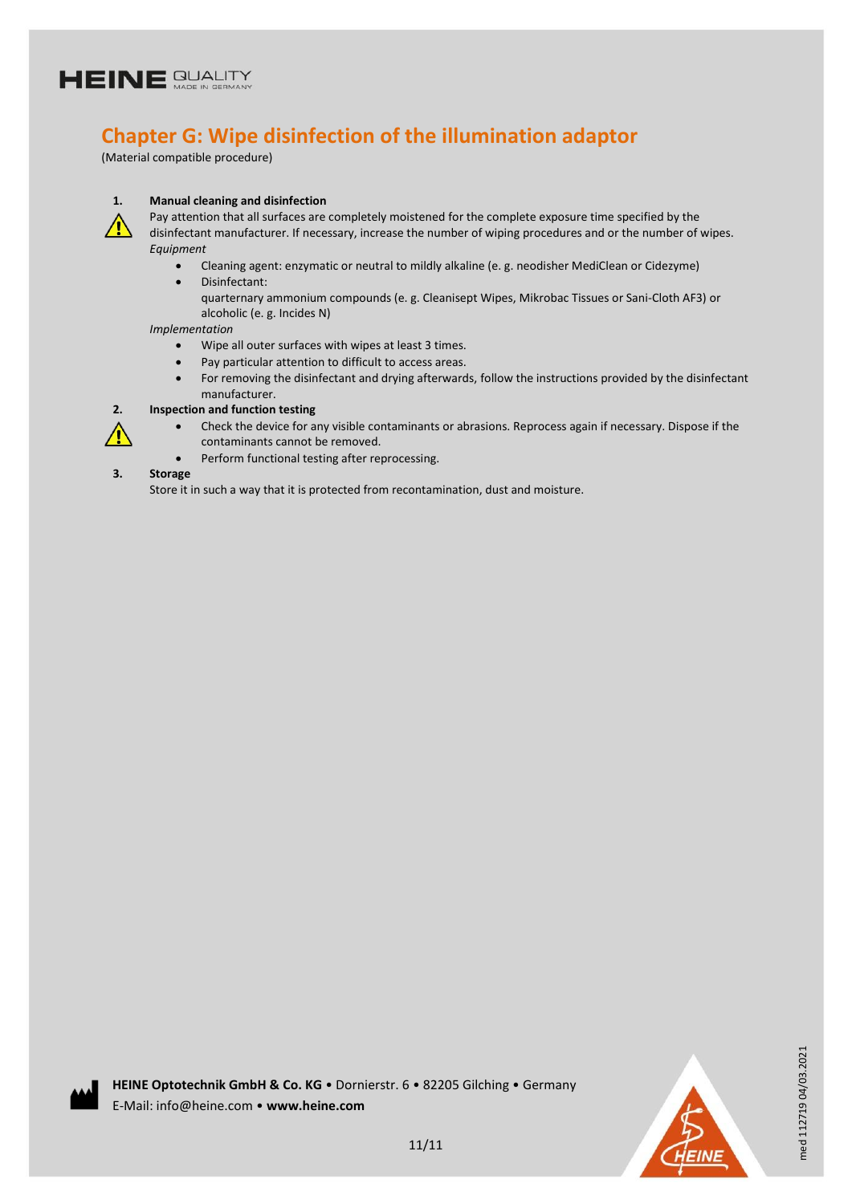## Chapter G: Wipe disinfection of the illumination adaptor

(Material compatible procedure)

1. **Manual cleaning and disinfection**

   Pay attention that all surfaces are completely moistened for the complete exposure time specified by the disinfectant manufacturer. If necessary, increase the number of wiping procedures and or the number of wipes.

   *Equipment*

   - Cleaning agent: enzymatic or neutral to mildly alkaline (e. g. neodisher MediClean or Cidezyme)
   - Disinfectant:
     quarternary ammonium compounds (e. g. Cleanisept Wipes, Mikrobac Tissues or Sani-Cloth AF3) or alcoholic (e. g. Incides N)

   *Implementation*

   - Wipe all outer surfaces with wipes at least 3 times.
   - Pay particular attention to difficult to access areas.
   - For removing the disinfectant and drying afterwards, follow the instructions provided by the disinfectant manufacturer.

2. **Inspection and function testing**

   - Check the device for any visible contaminants or abrasions. Reprocess again if necessary. Dispose if the contaminants cannot be removed.
   - Perform functional testing after reprocessing.

3. **Storage**

   Store it in such a way that it is protected from recontamination, dust and moisture.

**HEINE Optotechnik GmbH & Co. KG** • Dornierstr. 6 • 82205 Gilching • Germany
E-Mail: info@heine.com • **www.heine.com**

med 112719 04/03.2021